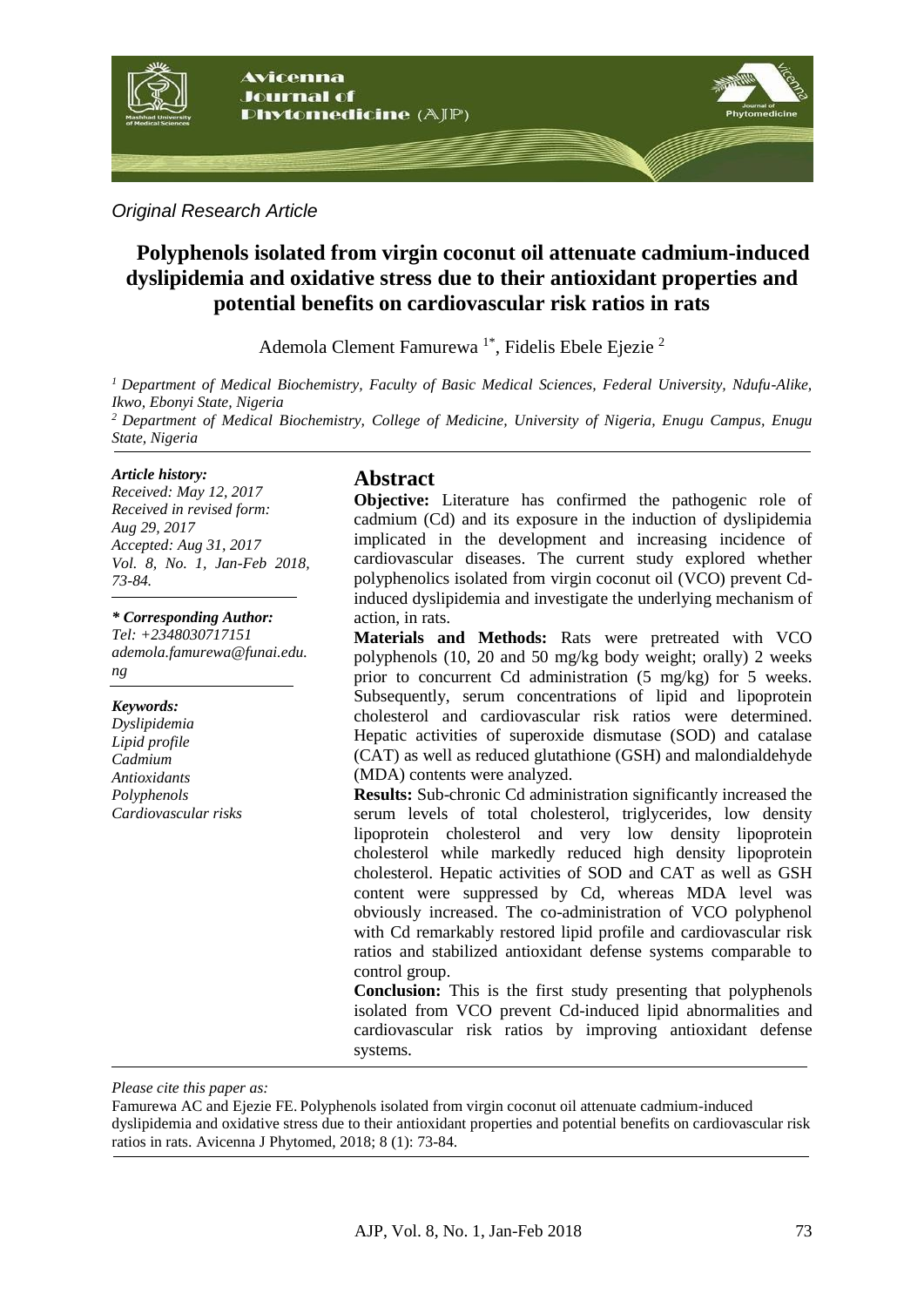*Original Research Article*

# Polyphenols isolated from virgin coconut oil attenuate cadmium-induced dyslipidemia and oxidative stress due to their antioxidant properties and potential benefits on cardiovascular risk ratios in rats

Ademola Clement Famurewa [1*], Fidelis Ebele Ejezie [2]

[1] *Department of Medical Biochemistry, Faculty of Basic Medical Sciences, Federal University, Ndufu-Alike, Ikwo, Ebonyi State, Nigeria*

[2] *Department of Medical Biochemistry, College of Medicine, University of Nigeria, Enugu Campus, Enugu State, Nigeria*

***Article history:***
*Received: May 12, 2017*
*Received in revised form: Aug 29, 2017*
*Accepted: Aug 31, 2017*
*Vol. 8, No. 1, Jan-Feb 2018, 73-84.*

***\* Corresponding Author:***
*Tel: +2348030717151*
*ademola.famurewa@funai.edu.ng*

***Keywords:***
*Dyslipidemia*
*Lipid profile*
*Cadmium*
*Antioxidants*
*Polyphenols*
*Cardiovascular risks*

## Abstract

**Objective:** Literature has confirmed the pathogenic role of cadmium (Cd) and its exposure in the induction of dyslipidemia implicated in the development and increasing incidence of cardiovascular diseases. The current study explored whether polyphenolics isolated from virgin coconut oil (VCO) prevent Cd-induced dyslipidemia and investigate the underlying mechanism of action, in rats.

**Materials and Methods:** Rats were pretreated with VCO polyphenols (10, 20 and 50 mg/kg body weight; orally) 2 weeks prior to concurrent Cd administration (5 mg/kg) for 5 weeks. Subsequently, serum concentrations of lipid and lipoprotein cholesterol and cardiovascular risk ratios were determined. Hepatic activities of superoxide dismutase (SOD) and catalase (CAT) as well as reduced glutathione (GSH) and malondialdehyde (MDA) contents were analyzed.

**Results:** Sub-chronic Cd administration significantly increased the serum levels of total cholesterol, triglycerides, low density lipoprotein cholesterol and very low density lipoprotein cholesterol while markedly reduced high density lipoprotein cholesterol. Hepatic activities of SOD and CAT as well as GSH content were suppressed by Cd, whereas MDA level was obviously increased. The co-administration of VCO polyphenol with Cd remarkably restored lipid profile and cardiovascular risk ratios and stabilized antioxidant defense systems comparable to control group.

**Conclusion:** This is the first study presenting that polyphenols isolated from VCO prevent Cd-induced lipid abnormalities and cardiovascular risk ratios by improving antioxidant defense systems.

*Please cite this paper as:*

Famurewa AC and Ejezie FE. Polyphenols isolated from virgin coconut oil attenuate cadmium-induced dyslipidemia and oxidative stress due to their antioxidant properties and potential benefits on cardiovascular risk ratios in rats. Avicenna J Phytomed, 2018; 8 (1): 73-84.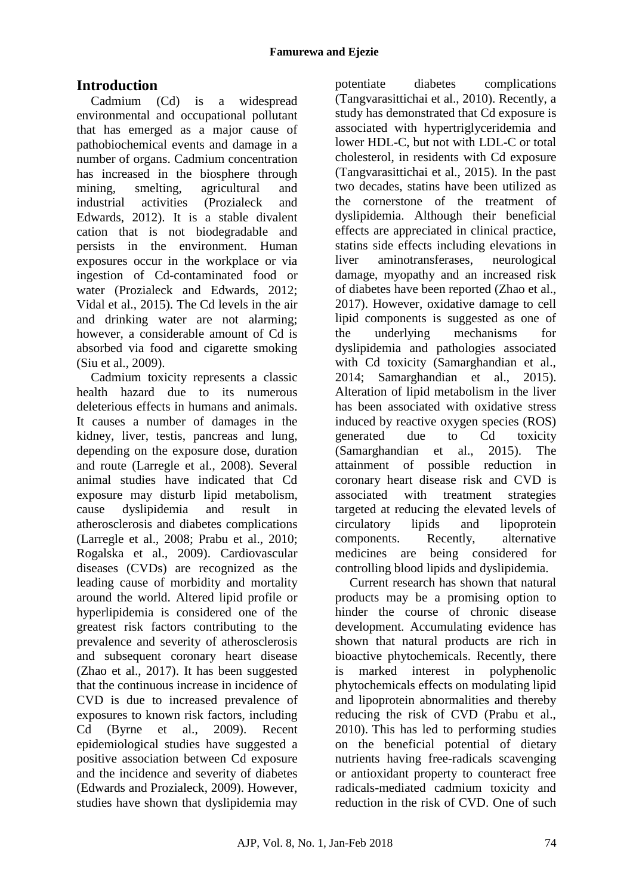## Introduction

Cadmium (Cd) is a widespread environmental and occupational pollutant that has emerged as a major cause of pathobiochemical events and damage in a number of organs. Cadmium concentration has increased in the biosphere through mining, smelting, agricultural and industrial activities (Prozialeck and Edwards, 2012). It is a stable divalent cation that is not biodegradable and persists in the environment. Human exposures occur in the workplace or via ingestion of Cd-contaminated food or water (Prozialeck and Edwards, 2012; Vidal et al., 2015). The Cd levels in the air and drinking water are not alarming; however, a considerable amount of Cd is absorbed via food and cigarette smoking (Siu et al., 2009).

Cadmium toxicity represents a classic health hazard due to its numerous deleterious effects in humans and animals. It causes a number of damages in the kidney, liver, testis, pancreas and lung, depending on the exposure dose, duration and route (Larregle et al., 2008). Several animal studies have indicated that Cd exposure may disturb lipid metabolism, cause dyslipidemia and result in atherosclerosis and diabetes complications (Larregle et al., 2008; Prabu et al., 2010; Rogalska et al., 2009). Cardiovascular diseases (CVDs) are recognized as the leading cause of morbidity and mortality around the world. Altered lipid profile or hyperlipidemia is considered one of the greatest risk factors contributing to the prevalence and severity of atherosclerosis and subsequent coronary heart disease (Zhao et al., 2017). It has been suggested that the continuous increase in incidence of CVD is due to increased prevalence of exposures to known risk factors, including Cd (Byrne et al., 2009). Recent epidemiological studies have suggested a positive association between Cd exposure and the incidence and severity of diabetes (Edwards and Prozialeck, 2009). However, studies have shown that dyslipidemia may potentiate diabetes complications (Tangvarasittichai et al., 2010). Recently, a study has demonstrated that Cd exposure is associated with hypertriglyceridemia and lower HDL-C, but not with LDL-C or total cholesterol, in residents with Cd exposure (Tangvarasittichai et al., 2015). In the past two decades, statins have been utilized as the cornerstone of the treatment of dyslipidemia. Although their beneficial effects are appreciated in clinical practice, statins side effects including elevations in liver aminotransferases, neurological damage, myopathy and an increased risk of diabetes have been reported (Zhao et al., 2017). However, oxidative damage to cell lipid components is suggested as one of the underlying mechanisms for dyslipidemia and pathologies associated with Cd toxicity (Samarghandian et al., 2014; Samarghandian et al., 2015). Alteration of lipid metabolism in the liver has been associated with oxidative stress induced by reactive oxygen species (ROS) generated due to Cd toxicity (Samarghandian et al., 2015). The attainment of possible reduction in coronary heart disease risk and CVD is associated with treatment strategies targeted at reducing the elevated levels of circulatory lipids and lipoprotein components. Recently, alternative medicines are being considered for controlling blood lipids and dyslipidemia.

Current research has shown that natural products may be a promising option to hinder the course of chronic disease development. Accumulating evidence has shown that natural products are rich in bioactive phytochemicals. Recently, there is marked interest in polyphenolic phytochemicals effects on modulating lipid and lipoprotein abnormalities and thereby reducing the risk of CVD (Prabu et al., 2010). This has led to performing studies on the beneficial potential of dietary nutrients having free-radicals scavenging or antioxidant property to counteract free radicals-mediated cadmium toxicity and reduction in the risk of CVD. One of such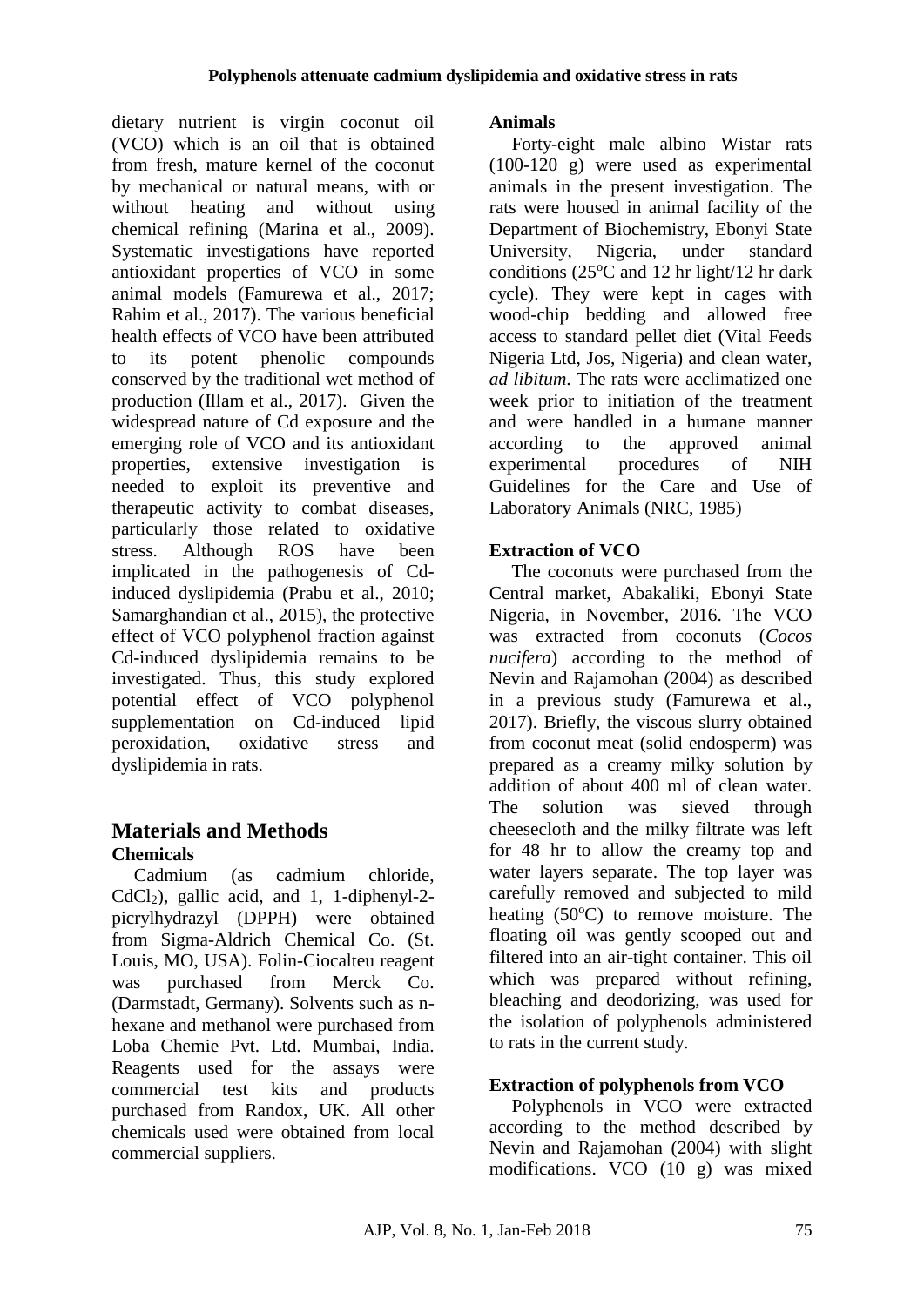dietary nutrient is virgin coconut oil (VCO) which is an oil that is obtained from fresh, mature kernel of the coconut by mechanical or natural means, with or without heating and without using chemical refining (Marina et al., 2009). Systematic investigations have reported antioxidant properties of VCO in some animal models (Famurewa et al., 2017; Rahim et al., 2017). The various beneficial health effects of VCO have been attributed to its potent phenolic compounds conserved by the traditional wet method of production (Illam et al., 2017). Given the widespread nature of Cd exposure and the emerging role of VCO and its antioxidant properties, extensive investigation is needed to exploit its preventive and therapeutic activity to combat diseases, particularly those related to oxidative stress. Although ROS have been implicated in the pathogenesis of Cd-induced dyslipidemia (Prabu et al., 2010; Samarghandian et al., 2015), the protective effect of VCO polyphenol fraction against Cd-induced dyslipidemia remains to be investigated. Thus, this study explored potential effect of VCO polyphenol supplementation on Cd-induced lipid peroxidation, oxidative stress and dyslipidemia in rats.

## Materials and Methods

### Chemicals

Cadmium (as cadmium chloride, $CdCl_2$), gallic acid, and 1, 1-diphenyl-2-picrylhydrazyl (DPPH) were obtained from Sigma-Aldrich Chemical Co. (St. Louis, MO, USA). Folin-Ciocalteu reagent was purchased from Merck Co. (Darmstadt, Germany). Solvents such as n-hexane and methanol were purchased from Loba Chemie Pvt. Ltd. Mumbai, India. Reagents used for the assays were commercial test kits and products purchased from Randox, UK. All other chemicals used were obtained from local commercial suppliers.

### Animals

Forty-eight male albino Wistar rats (100-120 g) were used as experimental animals in the present investigation. The rats were housed in animal facility of the Department of Biochemistry, Ebonyi State University, Nigeria, under standard conditions (25$^{o}$C and 12 hr light/12 hr dark cycle). They were kept in cages with wood-chip bedding and allowed free access to standard pellet diet (Vital Feeds Nigeria Ltd, Jos, Nigeria) and clean water, *ad libitum*. The rats were acclimatized one week prior to initiation of the treatment and were handled in a humane manner according to the approved animal experimental procedures of NIH Guidelines for the Care and Use of Laboratory Animals (NRC, 1985)

### Extraction of VCO

The coconuts were purchased from the Central market, Abakaliki, Ebonyi State Nigeria, in November, 2016. The VCO was extracted from coconuts (*Cocos nucifera*) according to the method of Nevin and Rajamohan (2004) as described in a previous study (Famurewa et al., 2017). Briefly, the viscous slurry obtained from coconut meat (solid endosperm) was prepared as a creamy milky solution by addition of about 400 ml of clean water. The solution was sieved through cheesecloth and the milky filtrate was left for 48 hr to allow the creamy top and water layers separate. The top layer was carefully removed and subjected to mild heating (50$^{o}$C) to remove moisture. The floating oil was gently scooped out and filtered into an air-tight container. This oil which was prepared without refining, bleaching and deodorizing, was used for the isolation of polyphenols administered to rats in the current study.

### Extraction of polyphenols from VCO

Polyphenols in VCO were extracted according to the method described by Nevin and Rajamohan (2004) with slight modifications. VCO (10 g) was mixed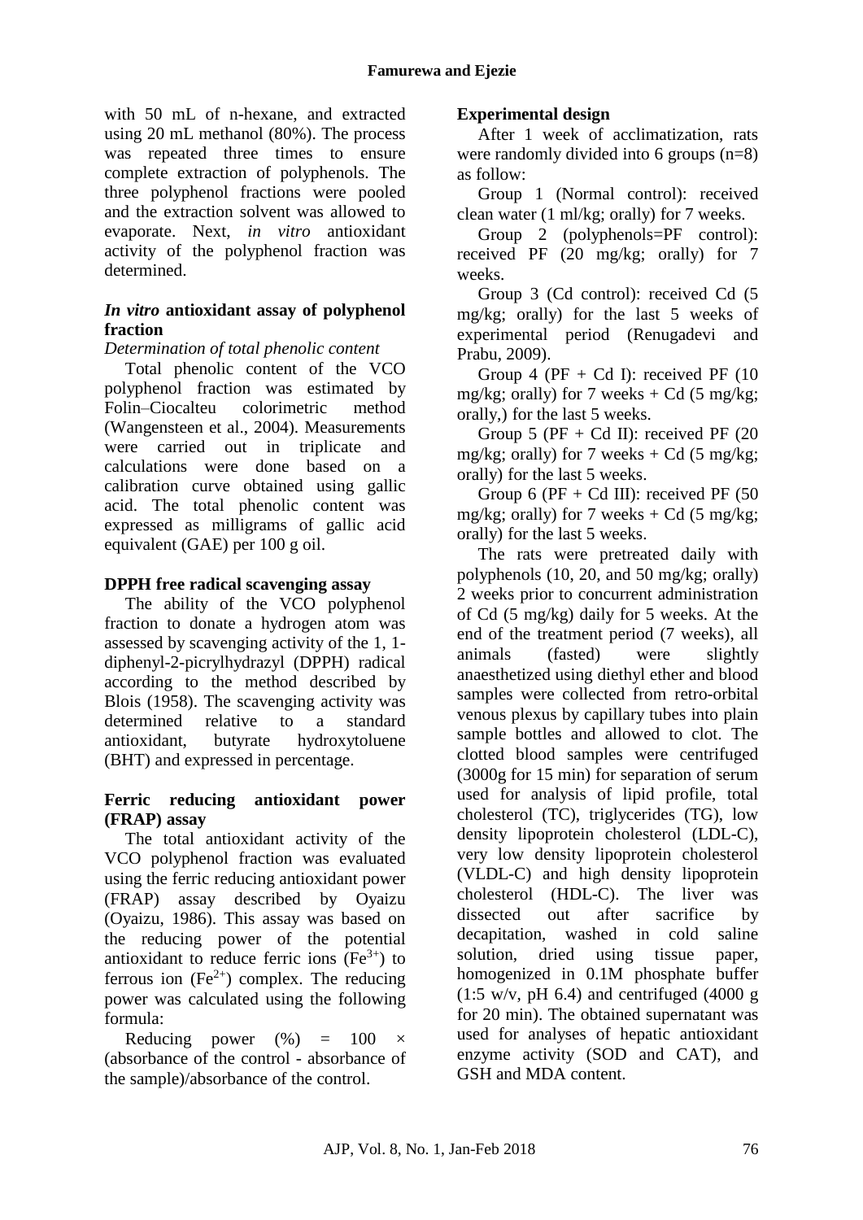with 50 mL of n-hexane, and extracted using 20 mL methanol (80%). The process was repeated three times to ensure complete extraction of polyphenols. The three polyphenol fractions were pooled and the extraction solvent was allowed to evaporate. Next, *in vitro* antioxidant activity of the polyphenol fraction was determined.

### *In vitro* antioxidant assay of polyphenol fraction

*Determination of total phenolic content*

Total phenolic content of the VCO polyphenol fraction was estimated by Folin–Ciocalteu colorimetric method (Wangensteen et al., 2004). Measurements were carried out in triplicate and calculations were done based on a calibration curve obtained using gallic acid. The total phenolic content was expressed as milligrams of gallic acid equivalent (GAE) per 100 g oil.

### DPPH free radical scavenging assay

The ability of the VCO polyphenol fraction to donate a hydrogen atom was assessed by scavenging activity of the 1, 1-diphenyl-2-picrylhydrazyl (DPPH) radical according to the method described by Blois (1958). The scavenging activity was determined relative to a standard antioxidant, butyrate hydroxytoluene (BHT) and expressed in percentage.

### Ferric reducing antioxidant power (FRAP) assay

The total antioxidant activity of the VCO polyphenol fraction was evaluated using the ferric reducing antioxidant power (FRAP) assay described by Oyaizu (Oyaizu, 1986). This assay was based on the reducing power of the potential antioxidant to reduce ferric ions ($Fe^{3+}$) to ferrous ion ($Fe^{2+}$) complex. The reducing power was calculated using the following formula:

Reducing power (%) = 100 × (absorbance of the control - absorbance of the sample)/absorbance of the control.

### Experimental design

After 1 week of acclimatization, rats were randomly divided into 6 groups (n=8) as follow:

Group 1 (Normal control): received clean water (1 ml/kg; orally) for 7 weeks.

Group 2 (polyphenols=PF control): received PF (20 mg/kg; orally) for 7 weeks.

Group 3 (Cd control): received Cd (5 mg/kg; orally) for the last 5 weeks of experimental period (Renugadevi and Prabu, 2009).

Group 4 (PF + Cd I): received PF (10 mg/kg; orally) for 7 weeks + Cd (5 mg/kg; orally,) for the last 5 weeks.

Group 5 (PF + Cd II): received PF (20 mg/kg; orally) for 7 weeks + Cd (5 mg/kg; orally) for the last 5 weeks.

Group 6 (PF + Cd III): received PF (50 mg/kg; orally) for 7 weeks + Cd (5 mg/kg; orally) for the last 5 weeks.

The rats were pretreated daily with polyphenols (10, 20, and 50 mg/kg; orally) 2 weeks prior to concurrent administration of Cd (5 mg/kg) daily for 5 weeks. At the end of the treatment period (7 weeks), all animals (fasted) were slightly anaesthetized using diethyl ether and blood samples were collected from retro-orbital venous plexus by capillary tubes into plain sample bottles and allowed to clot. The clotted blood samples were centrifuged (3000g for 15 min) for separation of serum used for analysis of lipid profile, total cholesterol (TC), triglycerides (TG), low density lipoprotein cholesterol (LDL-C), very low density lipoprotein cholesterol (VLDL-C) and high density lipoprotein cholesterol (HDL-C). The liver was dissected out after sacrifice by decapitation, washed in cold saline solution, dried using tissue paper, homogenized in 0.1M phosphate buffer (1:5 w/v, pH 6.4) and centrifuged (4000 g for 20 min). The obtained supernatant was used for analyses of hepatic antioxidant enzyme activity (SOD and CAT), and GSH and MDA content.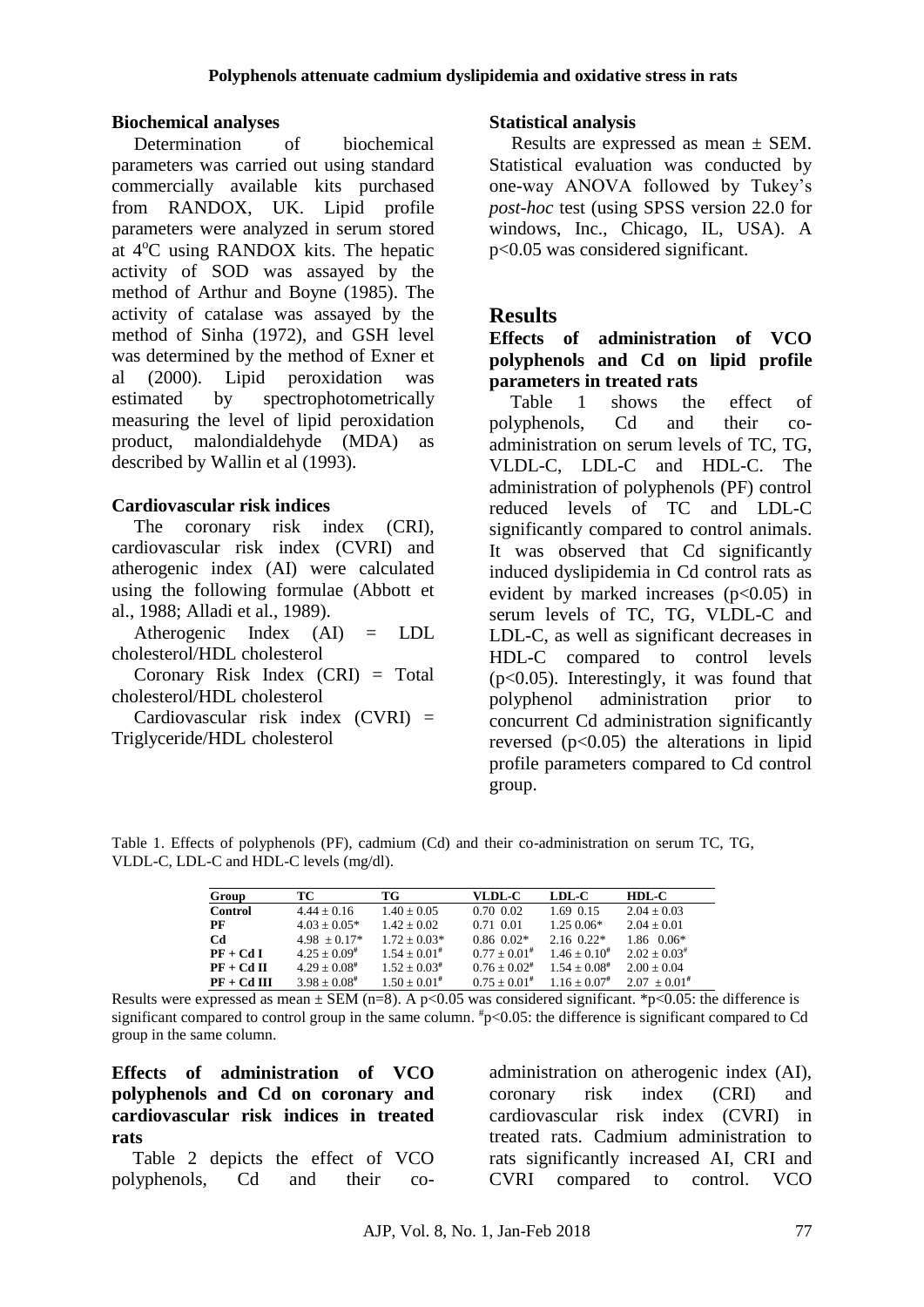## Biochemical analyses

Determination of biochemical parameters was carried out using standard commercially available kits purchased from RANDOX, UK. Lipid profile parameters were analyzed in serum stored at 4°C using RANDOX kits. The hepatic activity of SOD was assayed by the method of Arthur and Boyne (1985). The activity of catalase was assayed by the method of Sinha (1972), and GSH level was determined by the method of Exner et al (2000). Lipid peroxidation was estimated by spectrophotometrically measuring the level of lipid peroxidation product, malondialdehyde (MDA) as described by Wallin et al (1993).

## Cardiovascular risk indices

The coronary risk index (CRI), cardiovascular risk index (CVRI) and atherogenic index (AI) were calculated using the following formulae (Abbott et al., 1988; Alladi et al., 1989).

Atherogenic Index (AI) = LDL cholesterol/HDL cholesterol

Coronary Risk Index (CRI) = Total cholesterol/HDL cholesterol

Cardiovascular risk index (CVRI) = Triglyceride/HDL cholesterol

## Statistical analysis

Results are expressed as mean ± SEM. Statistical evaluation was conducted by one-way ANOVA followed by Tukey's *post-hoc* test (using SPSS version 22.0 for windows, Inc., Chicago, IL, USA). A $p<0.05$ was considered significant.

# Results

## Effects of administration of VCO polyphenols and Cd on lipid profile parameters in treated rats

Table 1 shows the effect of polyphenols, Cd and their co-administration on serum levels of TC, TG, VLDL-C, LDL-C and HDL-C. The administration of polyphenols (PF) control reduced levels of TC and LDL-C significantly compared to control animals. It was observed that Cd significantly induced dyslipidemia in Cd control rats as evident by marked increases ($p<0.05$) in serum levels of TC, TG, VLDL-C and LDL-C, as well as significant decreases in HDL-C compared to control levels ($p<0.05$). Interestingly, it was found that polyphenol administration prior to concurrent Cd administration significantly reversed ($p<0.05$) the alterations in lipid profile parameters compared to Cd control group.

Table 1. Effects of polyphenols (PF), cadmium (Cd) and their co-administration on serum TC, TG, VLDL-C, LDL-C and HDL-C levels (mg/dl).

| Group | TC | TG | VLDL-C | LDL-C | HDL-C |
|---|---|---|---|---|---|
| Control | 4.44 ± 0.16 | 1.40 ± 0.05 | 0.70 0.02 | 1.69 0.15 | 2.04 ± 0.03 |
| PF | 4.03 ± 0.05* | 1.42 ± 0.02 | 0.71 0.01 | 1.25 0.06* | 2.04 ± 0.01 |
| Cd | 4.98 ± 0.17* | 1.72 ± 0.03* | 0.86 0.02* | 2.16 0.22* | 1.86 0.06* |
| PF + Cd I | 4.25 ± 0.09# | 1.54 ± 0.01# | 0.77 ± 0.01# | 1.46 ± 0.10# | 2.02 ± 0.03# |
| PF + Cd II | 4.29 ± 0.08# | 1.52 ± 0.03# | 0.76 ± 0.02# | 1.54 ± 0.08# | 2.00 ± 0.04 |
| PF + Cd III | 3.98 ± 0.08# | 1.50 ± 0.01# | 0.75 ± 0.01# | 1.16 ± 0.07# | 2.07 ± 0.01# |

Results were expressed as mean ± SEM (n=8). A $p<0.05$ was considered significant. \*$p<0.05$: the difference is significant compared to control group in the same column. #$p<0.05$: the difference is significant compared to Cd group in the same column.

## Effects of administration of VCO polyphenols and Cd on coronary and cardiovascular risk indices in treated rats

Table 2 depicts the effect of VCO polyphenols, Cd and their co-administration on atherogenic index (AI), coronary risk index (CRI) and cardiovascular risk index (CVRI) in treated rats. Cadmium administration to rats significantly increased AI, CRI and CVRI compared to control. VCO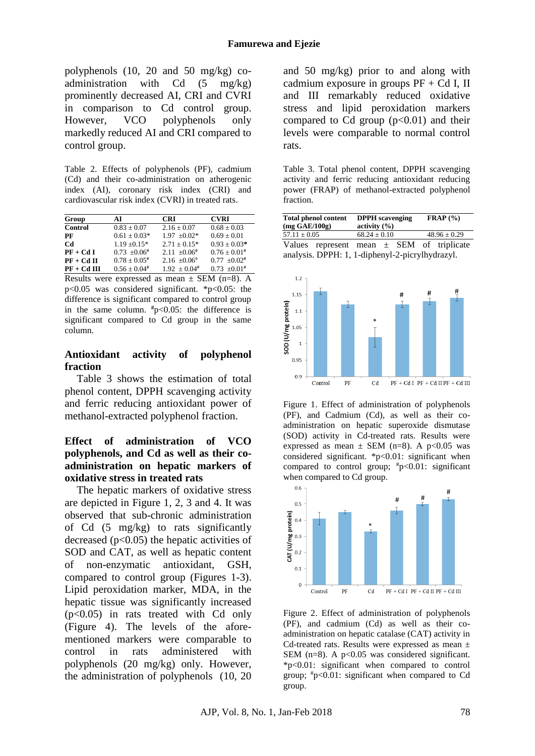polyphenols (10, 20 and 50 mg/kg) co-administration with Cd (5 mg/kg) prominently decreased AI, CRI and CVRI in comparison to Cd control group. However, VCO polyphenols only markedly reduced AI and CRI compared to control group.

Table 2. Effects of polyphenols (PF), cadmium (Cd) and their co-administration on atherogenic index (AI), coronary risk index (CRI) and cardiovascular risk index (CVRI) in treated rats.

| Group | AI | CRI | CVRI |
|---|---|---|---|
| **Control** | 0.83 ± 0.07 | 2.16 ± 0.07 | 0.68 ± 0.03 |
| **PF** | 0.61 ± 0.03* | 1.97 ±0.02* | 0.69 ± 0.01 |
| **Cd** | 1.19 ±0.15* | 2.71 ± 0.15* | 0.93 ± 0.03* |
| **PF + Cd I** | 0.73 ±0.06# | 2.11 ±0.06# | 0.76 ± 0.01# |
| **PF + Cd II** | 0.78 ± 0.05# | 2.16 ±0.06# | 0.77 ±0.02# |
| **PF + Cd III** | 0.56 ± 0.04# | 1.92 ± 0.04# | 0.73 ±0.01# |

Results were expressed as mean ± SEM (n=8). A $p<0.05$ was considered significant. *$p<0.05$: the difference is significant compared to control group in the same column. #$p<0.05$: the difference is significant compared to Cd group in the same column.

## Antioxidant activity of polyphenol fraction

Table 3 shows the estimation of total phenol content, DPPH scavenging activity and ferric reducing antioxidant power of methanol-extracted polyphenol fraction.

## Effect of administration of VCO polyphenols, and Cd as well as their co-administration on hepatic markers of oxidative stress in treated rats

The hepatic markers of oxidative stress are depicted in Figure 1, 2, 3 and 4. It was observed that sub-chronic administration of Cd (5 mg/kg) to rats significantly decreased ($p<0.05$) the hepatic activities of SOD and CAT, as well as hepatic content of non-enzymatic antioxidant, GSH, compared to control group (Figures 1-3). Lipid peroxidation marker, MDA, in the hepatic tissue was significantly increased ($p<0.05$) in rats treated with Cd only (Figure 4). The levels of the afore-mentioned markers were comparable to control in rats administered with polyphenols (20 mg/kg) only. However, the administration of polyphenols (10, 20 and 50 mg/kg) prior to and along with cadmium exposure in groups PF + Cd I, II and III remarkably reduced oxidative stress and lipid peroxidation markers compared to Cd group ($p<0.01$) and their levels were comparable to normal control rats.

Table 3. Total phenol content, DPPH scavenging activity and ferric reducing antioxidant reducing power (FRAP) of methanol-extracted polyphenol fraction.

| Total phenol content (mg GAE/100g) | DPPH scavenging activity (%) | FRAP (%) |
|---|---|---|
| 57.11 ± 0.05 | 68.24 ± 0.10 | 48.96 ± 0.29 |

Values represent mean ± SEM of triplicate analysis. DPPH: 1, 1-diphenyl-2-picrylhydrazyl.

Figure 1. Effect of administration of polyphenols (PF), and Cadmium (Cd), as well as their co-administration on hepatic superoxide dismutase (SOD) activity in Cd-treated rats. Results were expressed as mean ± SEM (n=8). A $p<0.05$ was considered significant. *$p<0.01$: significant when compared to control group; #$p<0.01$: significant when compared to Cd group.

Figure 2. Effect of administration of polyphenols (PF), and cadmium (Cd) as well as their co-administration on hepatic catalase (CAT) activity in Cd-treated rats. Results were expressed as mean ± SEM (n=8). A $p<0.05$ was considered significant. *$p<0.01$: significant when compared to control group; #$p<0.01$: significant when compared to Cd group.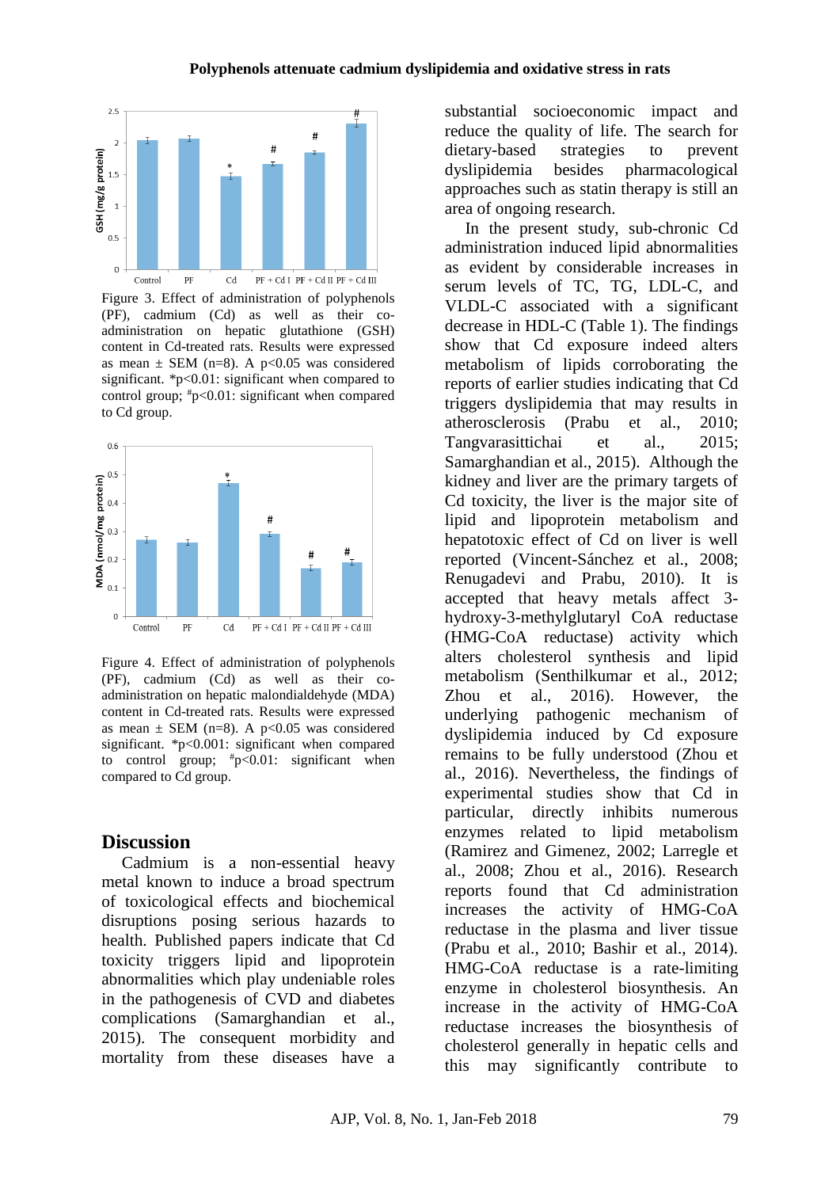Figure 3. Effect of administration of polyphenols (PF), cadmium (Cd) as well as their co-administration on hepatic glutathione (GSH) content in Cd-treated rats. Results were expressed as mean ± SEM (n=8). A p<0.05 was considered significant. *p<0.01: significant when compared to control group; #p<0.01: significant when compared to Cd group.

Figure 4. Effect of administration of polyphenols (PF), cadmium (Cd) as well as their co-administration on hepatic malondialdehyde (MDA) content in Cd-treated rats. Results were expressed as mean ± SEM (n=8). A p<0.05 was considered significant. *p<0.001: significant when compared to control group; #p<0.01: significant when compared to Cd group.

## Discussion

Cadmium is a non-essential heavy metal known to induce a broad spectrum of toxicological effects and biochemical disruptions posing serious hazards to health. Published papers indicate that Cd toxicity triggers lipid and lipoprotein abnormalities which play undeniable roles in the pathogenesis of CVD and diabetes complications (Samarghandian et al., 2015). The consequent morbidity and mortality from these diseases have a substantial socioeconomic impact and reduce the quality of life. The search for dietary-based strategies to prevent dyslipidemia besides pharmacological approaches such as statin therapy is still an area of ongoing research.

In the present study, sub-chronic Cd administration induced lipid abnormalities as evident by considerable increases in serum levels of TC, TG, LDL-C, and VLDL-C associated with a significant decrease in HDL-C (Table 1). The findings show that Cd exposure indeed alters metabolism of lipids corroborating the reports of earlier studies indicating that Cd triggers dyslipidemia that may result in atherosclerosis (Prabu et al., 2010; Tangvarasittichai et al., 2015; Samarghandian et al., 2015). Although the kidney and liver are the primary targets of Cd toxicity, the liver is the major site of lipid and lipoprotein metabolism and hepatotoxic effect of Cd on liver is well reported (Vincent-Sánchez et al., 2008; Renugadevi and Prabu, 2010). It is accepted that heavy metals affect 3-hydroxy-3-methylglutaryl CoA reductase (HMG-CoA reductase) activity which alters cholesterol synthesis and lipid metabolism (Senthilkumar et al., 2012; Zhou et al., 2016). However, the underlying pathogenic mechanism of dyslipidemia induced by Cd exposure remains to be fully understood (Zhou et al., 2016). Nevertheless, the findings of experimental studies show that Cd in particular, directly inhibits numerous enzymes related to lipid metabolism (Ramirez and Gimenez, 2002; Larregle et al., 2008; Zhou et al., 2016). Research reports found that Cd administration increases the activity of HMG-CoA reductase in the plasma and liver tissue (Prabu et al., 2010; Bashir et al., 2014). HMG-CoA reductase is a rate-limiting enzyme in cholesterol biosynthesis. An increase in the activity of HMG-CoA reductase increases the biosynthesis of cholesterol generally in hepatic cells and this may significantly contribute to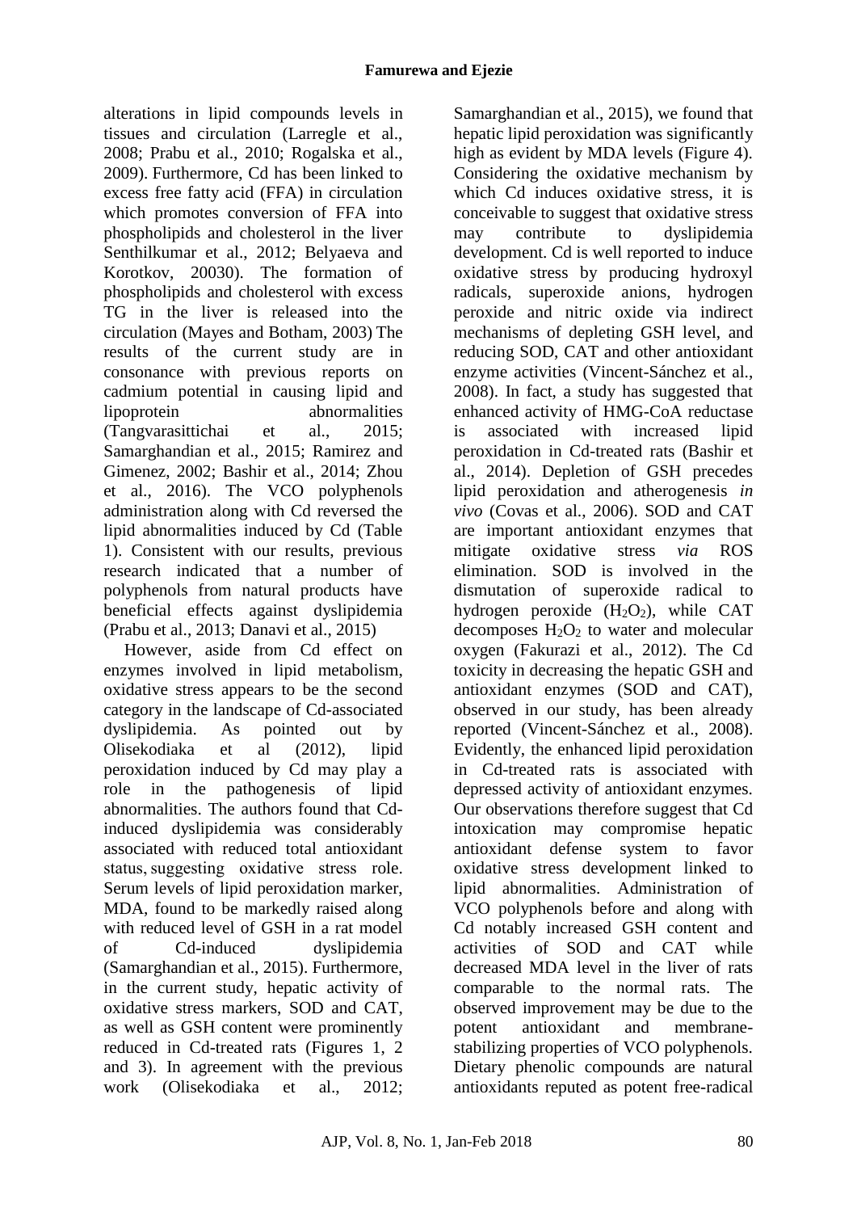alterations in lipid compounds levels in tissues and circulation (Larregle et al., 2008; Prabu et al., 2010; Rogalska et al., 2009). Furthermore, Cd has been linked to excess free fatty acid (FFA) in circulation which promotes conversion of FFA into phospholipids and cholesterol in the liver Senthilkumar et al., 2012; Belyaeva and Korotkov, 20030). The formation of phospholipids and cholesterol with excess TG in the liver is released into the circulation (Mayes and Botham, 2003) The results of the current study are in consonance with previous reports on cadmium potential in causing lipid and lipoprotein abnormalities (Tangvarasittichai et al., 2015; Samarghandian et al., 2015; Ramirez and Gimenez, 2002; Bashir et al., 2014; Zhou et al., 2016). The VCO polyphenols administration along with Cd reversed the lipid abnormalities induced by Cd (Table 1). Consistent with our results, previous research indicated that a number of polyphenols from natural products have beneficial effects against dyslipidemia (Prabu et al., 2013; Danavi et al., 2015)

However, aside from Cd effect on enzymes involved in lipid metabolism, oxidative stress appears to be the second category in the landscape of Cd-associated dyslipidemia. As pointed out by Olisekodiaka et al (2012), lipid peroxidation induced by Cd may play a role in the pathogenesis of lipid abnormalities. The authors found that Cd-induced dyslipidemia was considerably associated with reduced total antioxidant status, suggesting oxidative stress role. Serum levels of lipid peroxidation marker, MDA, found to be markedly raised along with reduced level of GSH in a rat model of Cd-induced dyslipidemia (Samarghandian et al., 2015). Furthermore, in the current study, hepatic activity of oxidative stress markers, SOD and CAT, as well as GSH content were prominently reduced in Cd-treated rats (Figures 1, 2 and 3). In agreement with the previous work (Olisekodiaka et al., 2012; Samarghandian et al., 2015), we found that hepatic lipid peroxidation was significantly high as evident by MDA levels (Figure 4). Considering the oxidative mechanism by which Cd induces oxidative stress, it is conceivable to suggest that oxidative stress may contribute to dyslipidemia development. Cd is well reported to induce oxidative stress by producing hydroxyl radicals, superoxide anions, hydrogen peroxide and nitric oxide via indirect mechanisms of depleting GSH level, and reducing SOD, CAT and other antioxidant enzyme activities (Vincent-Sánchez et al., 2008). In fact, a study has suggested that enhanced activity of HMG-CoA reductase is associated with increased lipid peroxidation in Cd-treated rats (Bashir et al., 2014). Depletion of GSH precedes lipid peroxidation and atherogenesis *in vivo* (Covas et al., 2006). SOD and CAT are important antioxidant enzymes that mitigate oxidative stress *via* ROS elimination. SOD is involved in the dismutation of superoxide radical to hydrogen peroxide ($H_2O_2$), while CAT decomposes $H_2O_2$ to water and molecular oxygen (Fakurazi et al., 2012). The Cd toxicity in decreasing the hepatic GSH and antioxidant enzymes (SOD and CAT), observed in our study, has been already reported (Vincent-Sánchez et al., 2008). Evidently, the enhanced lipid peroxidation in Cd-treated rats is associated with depressed activity of antioxidant enzymes. Our observations therefore suggest that Cd intoxication may compromise hepatic antioxidant defense system to favor oxidative stress development linked to lipid abnormalities. Administration of VCO polyphenols before and along with Cd notably increased GSH content and activities of SOD and CAT while decreased MDA level in the liver of rats comparable to the normal rats. The observed improvement may be due to the potent antioxidant and membrane-stabilizing properties of VCO polyphenols. Dietary phenolic compounds are natural antioxidants reputed as potent free-radical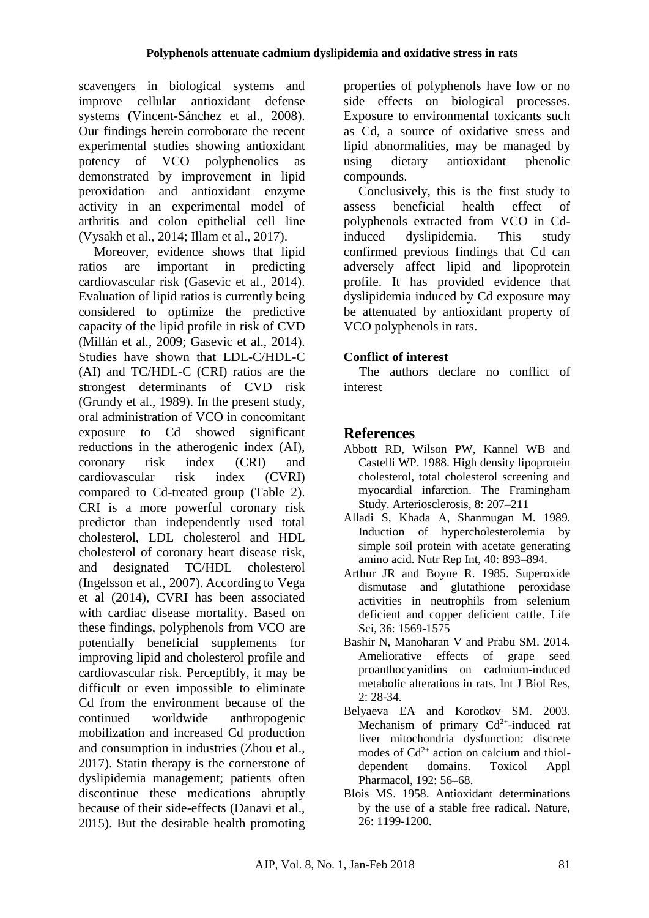scavengers in biological systems and improve cellular antioxidant defense systems (Vincent-Sánchez et al., 2008). Our findings herein corroborate the recent experimental studies showing antioxidant potency of VCO polyphenolics as demonstrated by improvement in lipid peroxidation and antioxidant enzyme activity in an experimental model of arthritis and colon epithelial cell line (Vysakh et al., 2014; Illam et al., 2017).

Moreover, evidence shows that lipid ratios are important in predicting cardiovascular risk (Gasevic et al., 2014). Evaluation of lipid ratios is currently being considered to optimize the predictive capacity of the lipid profile in risk of CVD (Millán et al., 2009; Gasevic et al., 2014). Studies have shown that LDL-C/HDL-C (AI) and TC/HDL-C (CRI) ratios are the strongest determinants of CVD risk (Grundy et al., 1989). In the present study, oral administration of VCO in concomitant exposure to Cd showed significant reductions in the atherogenic index (AI), coronary risk index (CRI) and cardiovascular risk index (CVRI) compared to Cd-treated group (Table 2). CRI is a more powerful coronary risk predictor than independently used total cholesterol, LDL cholesterol and HDL cholesterol of coronary heart disease risk, and designated TC/HDL cholesterol (Ingelsson et al., 2007). According to Vega et al (2014), CVRI has been associated with cardiac disease mortality. Based on these findings, polyphenols from VCO are potentially beneficial supplements for improving lipid and cholesterol profile and cardiovascular risk. Perceptibly, it may be difficult or even impossible to eliminate Cd from the environment because of the continued worldwide anthropogenic mobilization and increased Cd production and consumption in industries (Zhou et al., 2017). Statin therapy is the cornerstone of dyslipidemia management; patients often discontinue these medications abruptly because of their side-effects (Danavi et al., 2015). But the desirable health promoting properties of polyphenols have low or no side effects on biological processes. Exposure to environmental toxicants such as Cd, a source of oxidative stress and lipid abnormalities, may be managed by using dietary antioxidant phenolic compounds.

Conclusively, this is the first study to assess beneficial health effect of polyphenols extracted from VCO in Cd-induced dyslipidemia. This study confirmed previous findings that Cd can adversely affect lipid and lipoprotein profile. It has provided evidence that dyslipidemia induced by Cd exposure may be attenuated by antioxidant property of VCO polyphenols in rats.

### Conflict of interest

The authors declare no conflict of interest

## References

Abbott RD, Wilson PW, Kannel WB and Castelli WP. 1988. High density lipoprotein cholesterol, total cholesterol screening and myocardial infarction. The Framingham Study. Arteriosclerosis, 8: 207–211

Alladi S, Khada A, Shanmugan M. 1989. Induction of hypercholesterolemia by simple soil protein with acetate generating amino acid. Nutr Rep Int, 40: 893–894.

Arthur JR and Boyne R. 1985. Superoxide dismutase and glutathione peroxidase activities in neutrophils from selenium deficient and copper deficient cattle. Life Sci, 36: 1569-1575

Bashir N, Manoharan V and Prabu SM. 2014. Ameliorative effects of grape seed proanthocyanidins on cadmium-induced metabolic alterations in rats. Int J Biol Res, 2: 28-34.

Belyaeva EA and Korotkov SM. 2003. Mechanism of primary $Cd^{2+}$-induced rat liver mitochondria dysfunction: discrete modes of $Cd^{2+}$ action on calcium and thiol-dependent domains. Toxicol Appl Pharmacol, 192: 56–68.

Blois MS. 1958. Antioxidant determinations by the use of a stable free radical. Nature, 26: 1199-1200.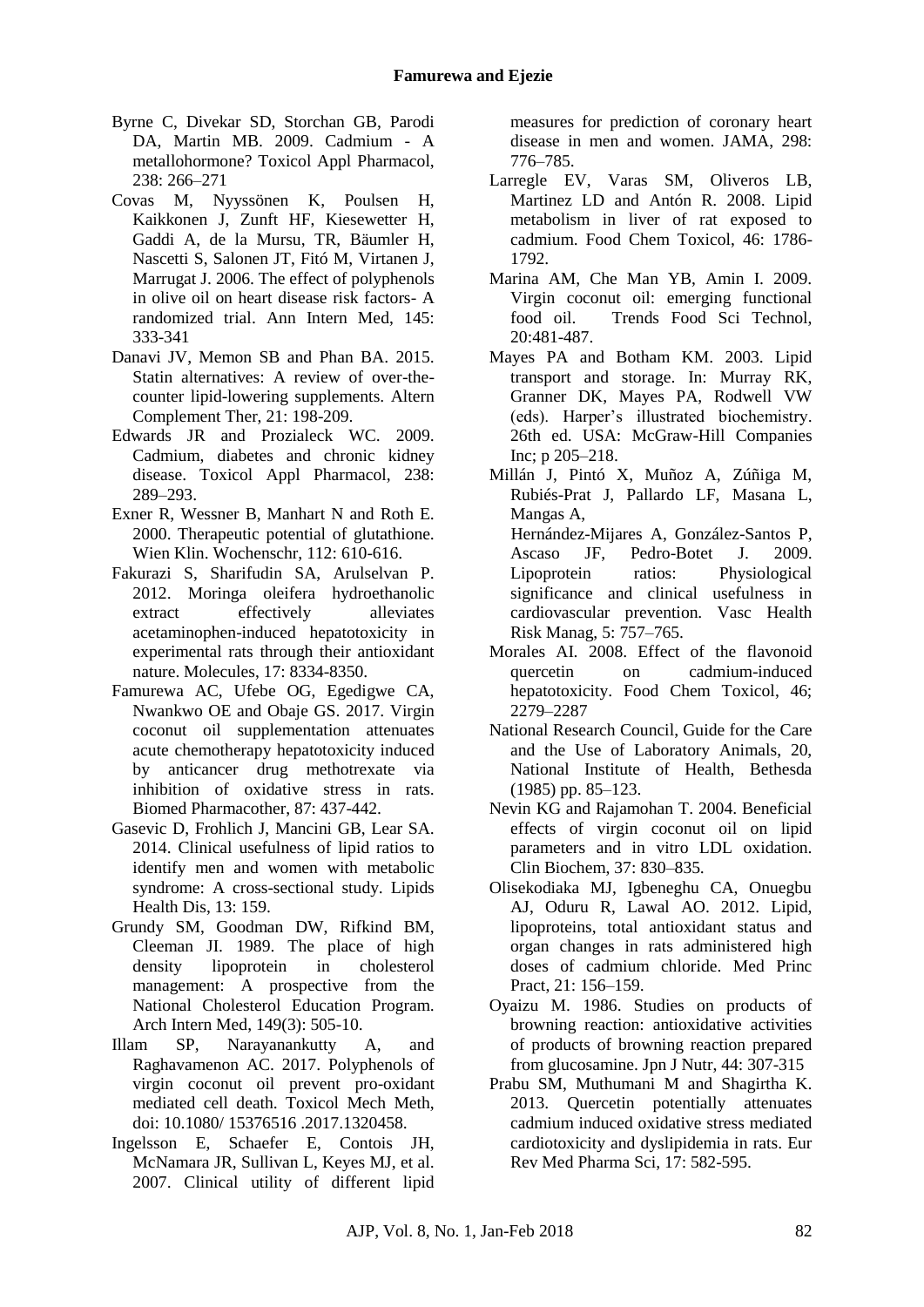Byrne C, Divekar SD, Storchan GB, Parodi DA, Martin MB. 2009. Cadmium - A metallohormone? Toxicol Appl Pharmacol, 238: 266–271

Covas M, Nyyssönen K, Poulsen H, Kaikkonen J, Zunft HF, Kiesewetter H, Gaddi A, de la Mursu, TR, Bäumler H, Nascetti S, Salonen JT, Fitó M, Virtanen J, Marrugat J. 2006. The effect of polyphenols in olive oil on heart disease risk factors- A randomized trial. Ann Intern Med, 145: 333-341

Danavi JV, Memon SB and Phan BA. 2015. Statin alternatives: A review of over-the-counter lipid-lowering supplements. Altern Complement Ther, 21: 198-209.

Edwards JR and Prozialeck WC. 2009. Cadmium, diabetes and chronic kidney disease. Toxicol Appl Pharmacol, 238: 289–293.

Exner R, Wessner B, Manhart N and Roth E. 2000. Therapeutic potential of glutathione. Wien Klin. Wochenschr, 112: 610-616.

Fakurazi S, Sharifudin SA, Arulselvan P. 2012. Moringa oleifera hydroethanolic extract effectively alleviates acetaminophen-induced hepatotoxicity in experimental rats through their antioxidant nature. Molecules, 17: 8334-8350.

Famurewa AC, Ufebe OG, Egedigwe CA, Nwankwo OE and Obaje GS. 2017. Virgin coconut oil supplementation attenuates acute chemotherapy hepatotoxicity induced by anticancer drug methotrexate via inhibition of oxidative stress in rats. Biomed Pharmacother, 87: 437-442.

Gasevic D, Frohlich J, Mancini GB, Lear SA. 2014. Clinical usefulness of lipid ratios to identify men and women with metabolic syndrome: A cross-sectional study. Lipids Health Dis, 13: 159.

Grundy SM, Goodman DW, Rifkind BM, Cleeman JI. 1989. The place of high density lipoprotein in cholesterol management: A prospective from the National Cholesterol Education Program. Arch Intern Med, 149(3): 505-10.

Illam SP, Narayanankutty A, and Raghavamenon AC. 2017. Polyphenols of virgin coconut oil prevent pro-oxidant mediated cell death. Toxicol Mech Meth, doi: 10.1080/ 15376516 .2017.1320458.

Ingelsson E, Schaefer E, Contois JH, McNamara JR, Sullivan L, Keyes MJ, et al. 2007. Clinical utility of different lipid measures for prediction of coronary heart disease in men and women. JAMA, 298: 776–785.

Larregle EV, Varas SM, Oliveros LB, Martinez LD and Antón R. 2008. Lipid metabolism in liver of rat exposed to cadmium. Food Chem Toxicol, 46: 1786-1792.

Marina AM, Che Man YB, Amin I. 2009. Virgin coconut oil: emerging functional food oil. Trends Food Sci Technol, 20:481-487.

Mayes PA and Botham KM. 2003. Lipid transport and storage. In: Murray RK, Granner DK, Mayes PA, Rodwell VW (eds). Harper's illustrated biochemistry. 26th ed. USA: McGraw-Hill Companies Inc; p 205–218.

Millán J, Pintó X, Muñoz A, Zúñiga M, Rubiés-Prat J, Pallardo LF, Masana L, Mangas A, Hernández-Mijares A, González-Santos P, Ascaso JF, Pedro-Botet J. 2009. Lipoprotein ratios: Physiological significance and clinical usefulness in cardiovascular prevention. Vasc Health Risk Manag, 5: 757–765.

Morales AI. 2008. Effect of the flavonoid quercetin on cadmium-induced hepatotoxicity. Food Chem Toxicol, 46; 2279–2287

National Research Council, Guide for the Care and the Use of Laboratory Animals, 20, National Institute of Health, Bethesda (1985) pp. 85–123.

Nevin KG and Rajamohan T. 2004. Beneficial effects of virgin coconut oil on lipid parameters and in vitro LDL oxidation. Clin Biochem, 37: 830–835.

Olisekodiaka MJ, Igbeneghu CA, Onuegbu AJ, Oduru R, Lawal AO. 2012. Lipid, lipoproteins, total antioxidant status and organ changes in rats administered high doses of cadmium chloride. Med Princ Pract, 21: 156–159.

Oyaizu M. 1986. Studies on products of browning reaction: antioxidative activities of products of browning reaction prepared from glucosamine. Jpn J Nutr, 44: 307-315

Prabu SM, Muthumani M and Shagirtha K. 2013. Quercetin potentially attenuates cadmium induced oxidative stress mediated cardiotoxicity and dyslipidemia in rats. Eur Rev Med Pharma Sci, 17: 582-595.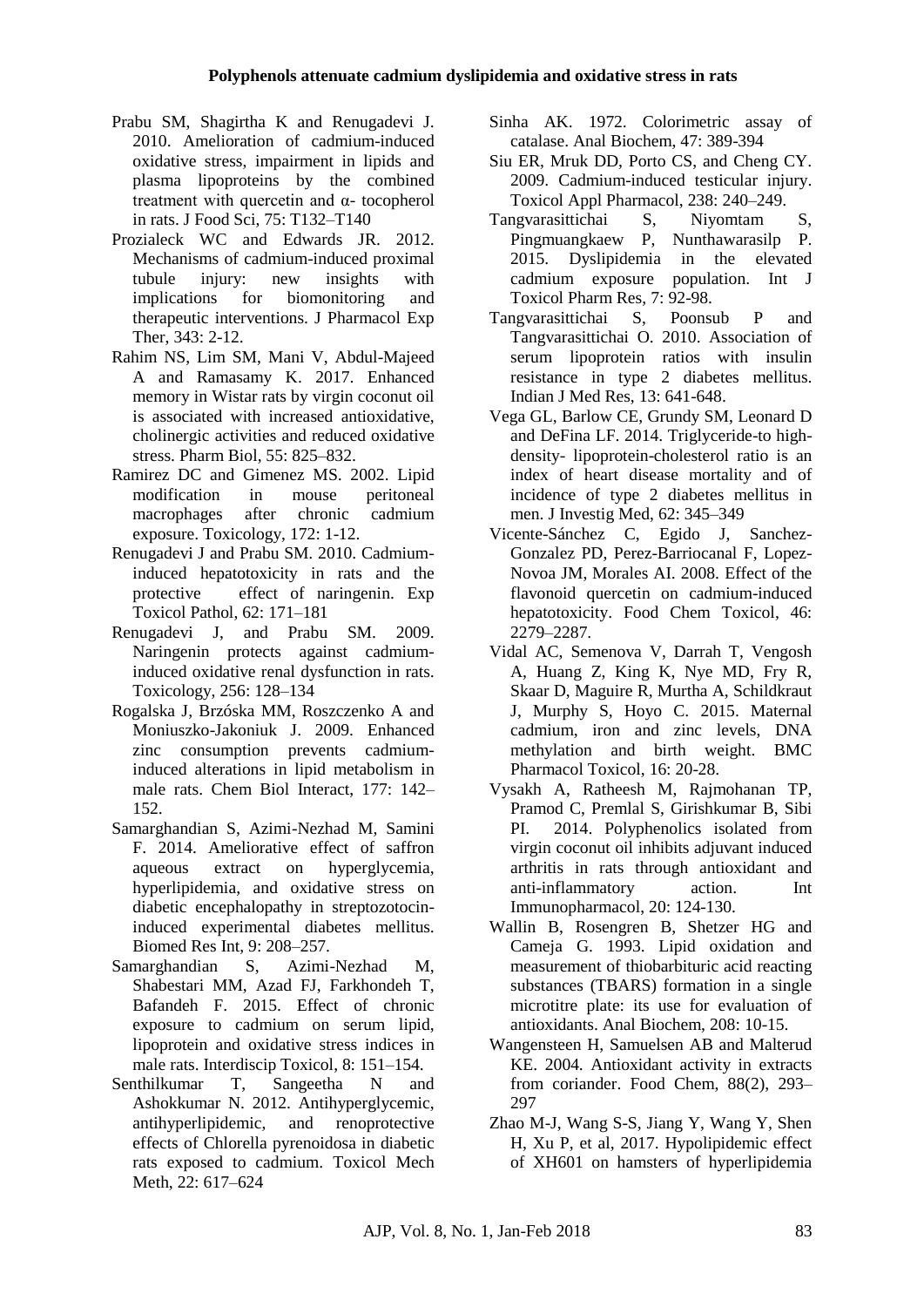Prabu SM, Shagirtha K and Renugadevi J. 2010. Amelioration of cadmium-induced oxidative stress, impairment in lipids and plasma lipoproteins by the combined treatment with quercetin and α- tocopherol in rats. J Food Sci, 75: T132–T140

Prozialeck WC and Edwards JR. 2012. Mechanisms of cadmium-induced proximal tubule injury: new insights with implications for biomonitoring and therapeutic interventions. J Pharmacol Exp Ther, 343: 2-12.

Rahim NS, Lim SM, Mani V, Abdul-Majeed A and Ramasamy K. 2017. Enhanced memory in Wistar rats by virgin coconut oil is associated with increased antioxidative, cholinergic activities and reduced oxidative stress. Pharm Biol, 55: 825–832.

Ramirez DC and Gimenez MS. 2002. Lipid modification in mouse peritoneal macrophages after chronic cadmium exposure. Toxicology, 172: 1-12.

Renugadevi J and Prabu SM. 2010. Cadmium-induced hepatotoxicity in rats and the protective effect of naringenin. Exp Toxicol Pathol, 62: 171–181

Renugadevi J, and Prabu SM. 2009. Naringenin protects against cadmium-induced oxidative renal dysfunction in rats. Toxicology, 256: 128–134

Rogalska J, Brzóska MM, Roszczenko A and Moniuszko-Jakoniuk J. 2009. Enhanced zinc consumption prevents cadmium-induced alterations in lipid metabolism in male rats. Chem Biol Interact, 177: 142–152.

Samarghandian S, Azimi-Nezhad M, Samini F. 2014. Ameliorative effect of saffron aqueous extract on hyperglycemia, hyperlipidemia, and oxidative stress on diabetic encephalopathy in streptozotocin-induced experimental diabetes mellitus. Biomed Res Int, 9: 208–257.

Samarghandian S, Azimi-Nezhad M, Shabestari MM, Azad FJ, Farkhondeh T, Bafandeh F. 2015. Effect of chronic exposure to cadmium on serum lipid, lipoprotein and oxidative stress indices in male rats. Interdiscip Toxicol, 8: 151–154.

Senthilkumar T, Sangeetha N and Ashokkumar N. 2012. Antihyperglycemic, antihyperlipidemic, and renoprotective effects of Chlorella pyrenoidosa in diabetic rats exposed to cadmium. Toxicol Mech Meth, 22: 617–624

Sinha AK. 1972. Colorimetric assay of catalase. Anal Biochem, 47: 389-394

Siu ER, Mruk DD, Porto CS, and Cheng CY. 2009. Cadmium-induced testicular injury. Toxicol Appl Pharmacol, 238: 240–249.

Tangvarasittichai S, Niyomtam S, Pingmuangkaew P, Nunthawarasilp P. 2015. Dyslipidemia in the elevated cadmium exposure population. Int J Toxicol Pharm Res, 7: 92-98.

Tangvarasittichai S, Poonsub P and Tangvarasittichai O. 2010. Association of serum lipoprotein ratios with insulin resistance in type 2 diabetes mellitus. Indian J Med Res, 13: 641-648.

Vega GL, Barlow CE, Grundy SM, Leonard D and DeFina LF. 2014. Triglyceride-to high-density- lipoprotein-cholesterol ratio is an index of heart disease mortality and of incidence of type 2 diabetes mellitus in men. J Investig Med, 62: 345–349

Vicente-Sánchez C, Egido J, Sanchez-Gonzalez PD, Perez-Barriocanal F, Lopez-Novoa JM, Morales AI. 2008. Effect of the flavonoid quercetin on cadmium-induced hepatotoxicity. Food Chem Toxicol, 46: 2279–2287.

Vidal AC, Semenova V, Darrah T, Vengosh A, Huang Z, King K, Nye MD, Fry R, Skaar D, Maguire R, Murtha A, Schildkraut J, Murphy S, Hoyo C. 2015. Maternal cadmium, iron and zinc levels, DNA methylation and birth weight. BMC Pharmacol Toxicol, 16: 20-28.

Vysakh A, Ratheesh M, Rajmohanan TP, Pramod C, Premlal S, Girishkumar B, Sibi PI. 2014. Polyphenolics isolated from virgin coconut oil inhibits adjuvant induced arthritis in rats through antioxidant and anti-inflammatory action. Int Immunopharmacol, 20: 124-130.

Wallin B, Rosengren B, Shetzer HG and Cameja G. 1993. Lipid oxidation and measurement of thiobarbituric acid reacting substances (TBARS) formation in a single microtitre plate: its use for evaluation of antioxidants. Anal Biochem, 208: 10-15.

Wangensteen H, Samuelsen AB and Malterud KE. 2004. Antioxidant activity in extracts from coriander. Food Chem, 88(2), 293–297

Zhao M-J, Wang S-S, Jiang Y, Wang Y, Shen H, Xu P, et al, 2017. Hypolipidemic effect of XH601 on hamsters of hyperlipidemia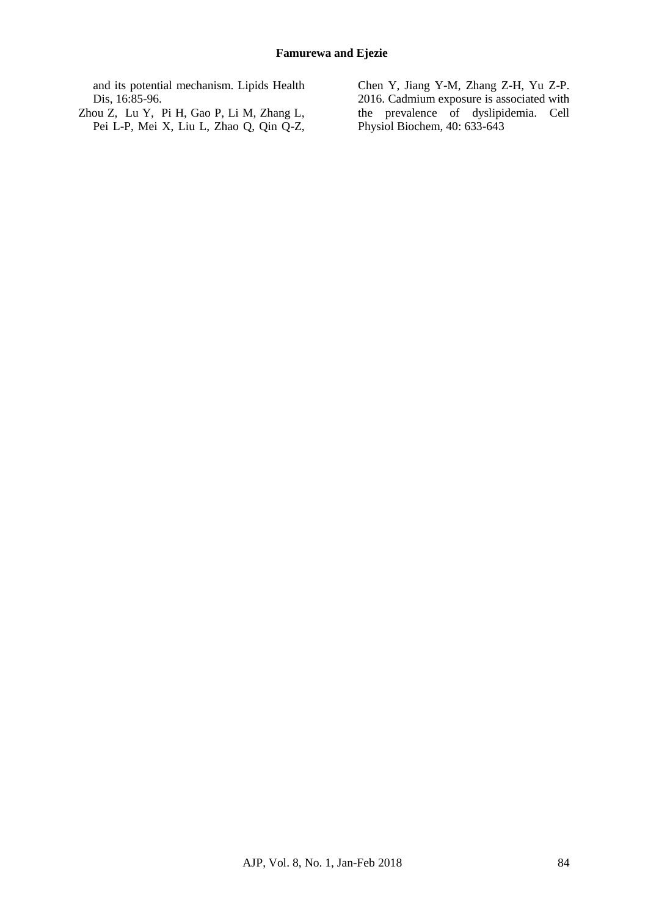and its potential mechanism. Lipids Health Dis, 16:85-96.

Zhou Z, Lu Y, Pi H, Gao P, Li M, Zhang L, Pei L-P, Mei X, Liu L, Zhao Q, Qin Q-Z, Chen Y, Jiang Y-M, Zhang Z-H, Yu Z-P. 2016. Cadmium exposure is associated with the prevalence of dyslipidemia. Cell Physiol Biochem, 40: 633-643